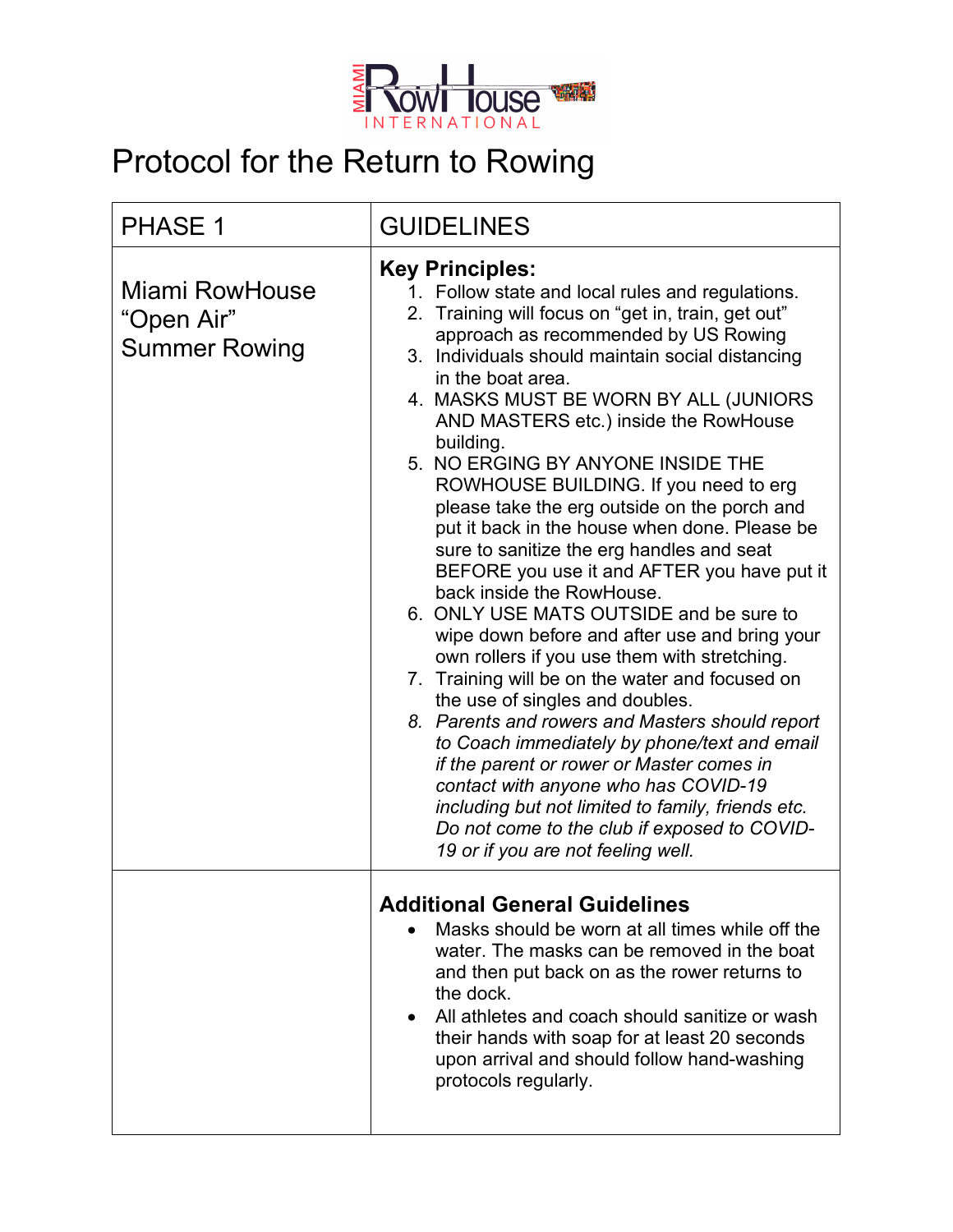MIAMI RowHouse INTERNATIONAL

# Protocol for the Return to Rowing

| PHASE 1 | GUIDELINES |
|---|---|
| Miami RowHouse "Open Air" Summer Rowing | **Key Principles:**<br>1. Follow state and local rules and regulations.<br>2. Training will focus on "get in, train, get out" approach as recommended by US Rowing<br>3. Individuals should maintain social distancing in the boat area.<br>4. MASKS MUST BE WORN BY ALL (JUNIORS AND MASTERS etc.) inside the RowHouse building.<br>5. NO ERGING BY ANYONE INSIDE THE ROWHOUSE BUILDING. If you need to erg please take the erg outside on the porch and put it back in the house when done. Please be sure to sanitize the erg handles and seat BEFORE you use it and AFTER you have put it back inside the RowHouse.<br>6. ONLY USE MATS OUTSIDE and be sure to wipe down before and after use and bring your own rollers if you use them with stretching.<br>7. Training will be on the water and focused on the use of singles and doubles.<br>8. *Parents and rowers and Masters should report to Coach immediately by phone/text and email if the parent or rower or Master comes in contact with anyone who has COVID-19 including but not limited to family, friends etc. Do not come to the club if exposed to COVID-19 or if you are not feeling well.* |
| | **Additional General Guidelines**<br>• Masks should be worn at all times while off the water. The masks can be removed in the boat and then put back on as the rower returns to the dock.<br>• All athletes and coach should sanitize or wash their hands with soap for at least 20 seconds upon arrival and should follow hand-washing protocols regularly. |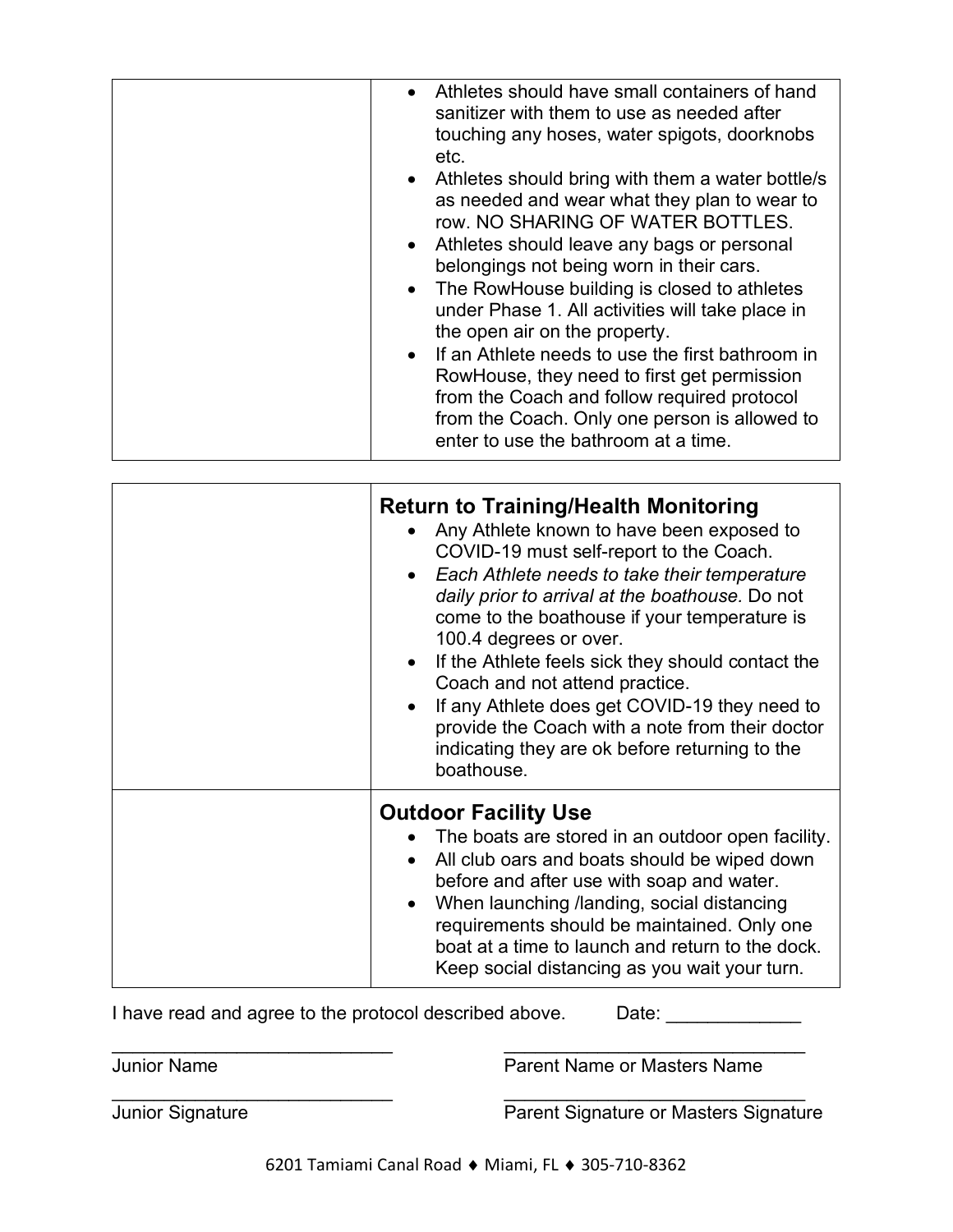| | |
|---|---|
| | • Athletes should have small containers of hand sanitizer with them to use as needed after touching any hoses, water spigots, doorknobs etc.<br>• Athletes should bring with them a water bottle/s as needed and wear what they plan to wear to row. NO SHARING OF WATER BOTTLES.<br>• Athletes should leave any bags or personal belongings not being worn in their cars.<br>• The RowHouse building is closed to athletes under Phase 1. All activities will take place in the open air on the property.<br>• If an Athlete needs to use the first bathroom in RowHouse, they need to first get permission from the Coach and follow required protocol from the Coach. Only one person is allowed to enter to use the bathroom at a time. |

| | |
|---|---|
| | **Return to Training/Health Monitoring**<br>• Any Athlete known to have been exposed to COVID-19 must self-report to the Coach.<br>• *Each Athlete needs to take their temperature daily prior to arrival at the boathouse.* Do not come to the boathouse if your temperature is 100.4 degrees or over.<br>• If the Athlete feels sick they should contact the Coach and not attend practice.<br>• If any Athlete does get COVID-19 they need to provide the Coach with a note from their doctor indicating they are ok before returning to the boathouse. |
| | **Outdoor Facility Use**<br>• The boats are stored in an outdoor open facility.<br>• All club oars and boats should be wiped down before and after use with soap and water.<br>• When launching /landing, social distancing requirements should be maintained. Only one boat at a time to launch and return to the dock. Keep social distancing as you wait your turn. |

I have read and agree to the protocol described above. Date: _____________

____________________________ ______________________________

Junior Name Parent Name or Masters Name

____________________________ ______________________________

Junior Signature Parent Signature or Masters Signature

6201 Tamiami Canal Road ♦ Miami, FL ♦ 305-710-8362